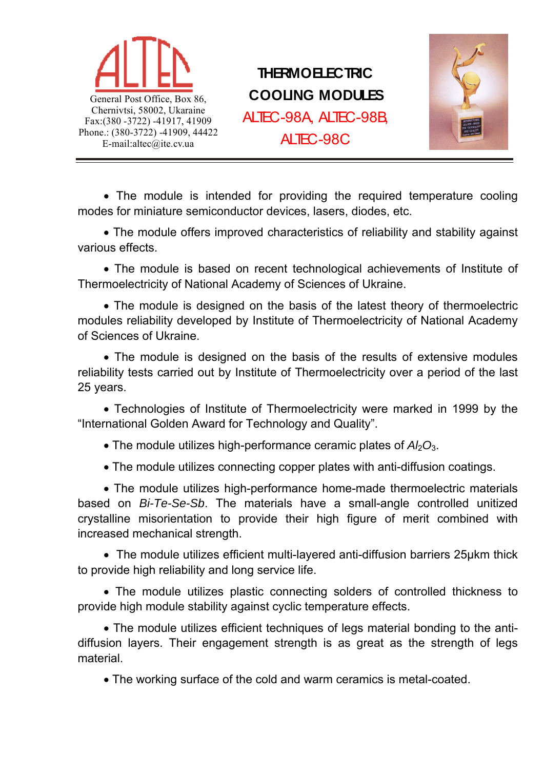ALTEC

General Post Office, Box 86,
Chernivtsi, 58002, Ukaraine
Fax:(380 -3722) -41917, 41909
Phone.: (380-3722) -41909, 44422
E-mail:altec@ite.cv.ua

# THERMOELECTRIC COOLING MODULES ALTEC-98A, ALTEC-98B, ALTEC-98C

- The module is intended for providing the required temperature cooling modes for miniature semiconductor devices, lasers, diodes, etc.

- The module offers improved characteristics of reliability and stability against various effects.

- The module is based on recent technological achievements of Institute of Thermoelectricity of National Academy of Sciences of Ukraine.

- The module is designed on the basis of the latest theory of thermoelectric modules reliability developed by Institute of Thermoelectricity of National Academy of Sciences of Ukraine.

- The module is designed on the basis of the results of extensive modules reliability tests carried out by Institute of Thermoelectricity over a period of the last 25 years.

- Technologies of Institute of Thermoelectricity were marked in 1999 by the "International Golden Award for Technology and Quality".

- The module utilizes high-performance ceramic plates of $Al_2O_3$.

- The module utilizes connecting copper plates with anti-diffusion coatings.

- The module utilizes high-performance home-made thermoelectric materials based on *Bi-Te-Se-Sb*. The materials have a small-angle controlled unitized crystalline misorientation to provide their high figure of merit combined with increased mechanical strength.

- The module utilizes efficient multi-layered anti-diffusion barriers 25μkm thick to provide high reliability and long service life.

- The module utilizes plastic connecting solders of controlled thickness to provide high module stability against cyclic temperature effects.

- The module utilizes efficient techniques of legs material bonding to the anti-diffusion layers. Their engagement strength is as great as the strength of legs material.

- The working surface of the cold and warm ceramics is metal-coated.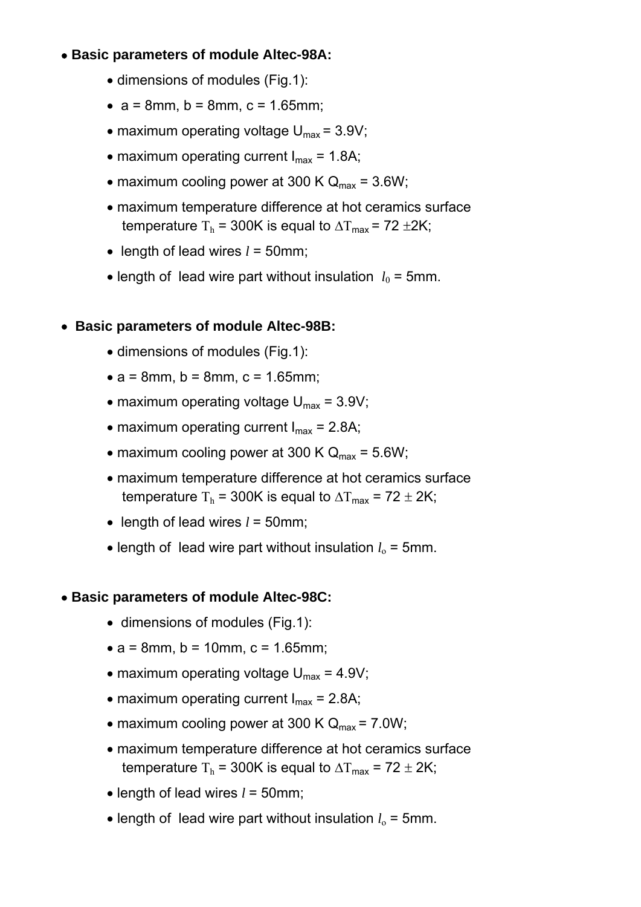- **Basic parameters of module Altec-98A:**
  - dimensions of modules (Fig.1):
  - a = 8mm, b = 8mm, c = 1.65mm;
  - maximum operating voltage $U_{max}$ = 3.9V;
  - maximum operating current $I_{max}$ = 1.8A;
  - maximum cooling power at 300 K $Q_{max}$ = 3.6W;
  - maximum temperature difference at hot ceramics surface temperature $T_h$ = 300K is equal to $\Delta T_{max}$ = 72 ±2K;
  - length of lead wires $l$ = 50mm;
  - length of lead wire part without insulation $l_0$ = 5mm.

- **Basic parameters of module Altec-98B:**
  - dimensions of modules (Fig.1):
  - a = 8mm, b = 8mm, c = 1.65mm;
  - maximum operating voltage $U_{max}$ = 3.9V;
  - maximum operating current $I_{max}$ = 2.8A;
  - maximum cooling power at 300 K $Q_{max}$ = 5.6W;
  - maximum temperature difference at hot ceramics surface temperature $T_h$ = 300K is equal to $\Delta T_{max}$ = 72 ± 2K;
  - length of lead wires $l$ = 50mm;
  - length of lead wire part without insulation $l_o$ = 5mm.

- **Basic parameters of module Altec-98C:**
  - dimensions of modules (Fig.1):
  - a = 8mm, b = 10mm, c = 1.65mm;
  - maximum operating voltage $U_{max}$ = 4.9V;
  - maximum operating current $I_{max}$ = 2.8A;
  - maximum cooling power at 300 K $Q_{max}$ = 7.0W;
  - maximum temperature difference at hot ceramics surface temperature $T_h$ = 300K is equal to $\Delta T_{max}$ = 72 ± 2K;
  - length of lead wires $l$ = 50mm;
  - length of lead wire part without insulation $l_o$ = 5mm.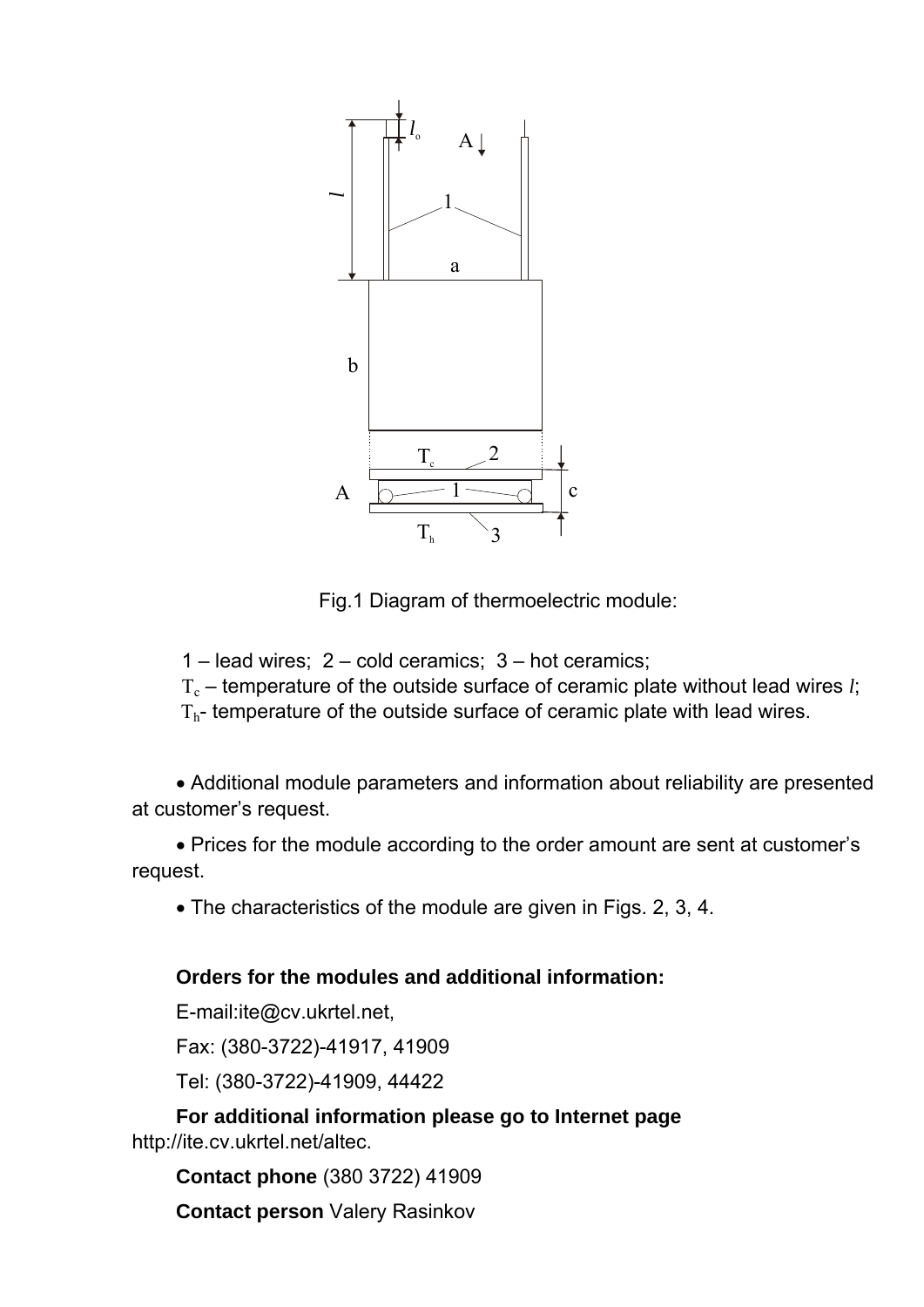Fig.1 Diagram of thermoelectric module:

1 – lead wires; 2 – cold ceramics; 3 – hot ceramics;

$T_c$ – temperature of the outside surface of ceramic plate without lead wires *l*;

$T_h$- temperature of the outside surface of ceramic plate with lead wires.

- Additional module parameters and information about reliability are presented at customer's request.
- Prices for the module according to the order amount are sent at customer's request.
- The characteristics of the module are given in Figs. 2, 3, 4.

**Orders for the modules and additional information:**

E-mail:ite@cv.ukrtel.net,

Fax: (380-3722)-41917, 41909

Tel: (380-3722)-41909, 44422

**For additional information please go to Internet page** http://ite.cv.ukrtel.net/altec.

**Contact phone** (380 3722) 41909

**Contact person** Valery Rasinkov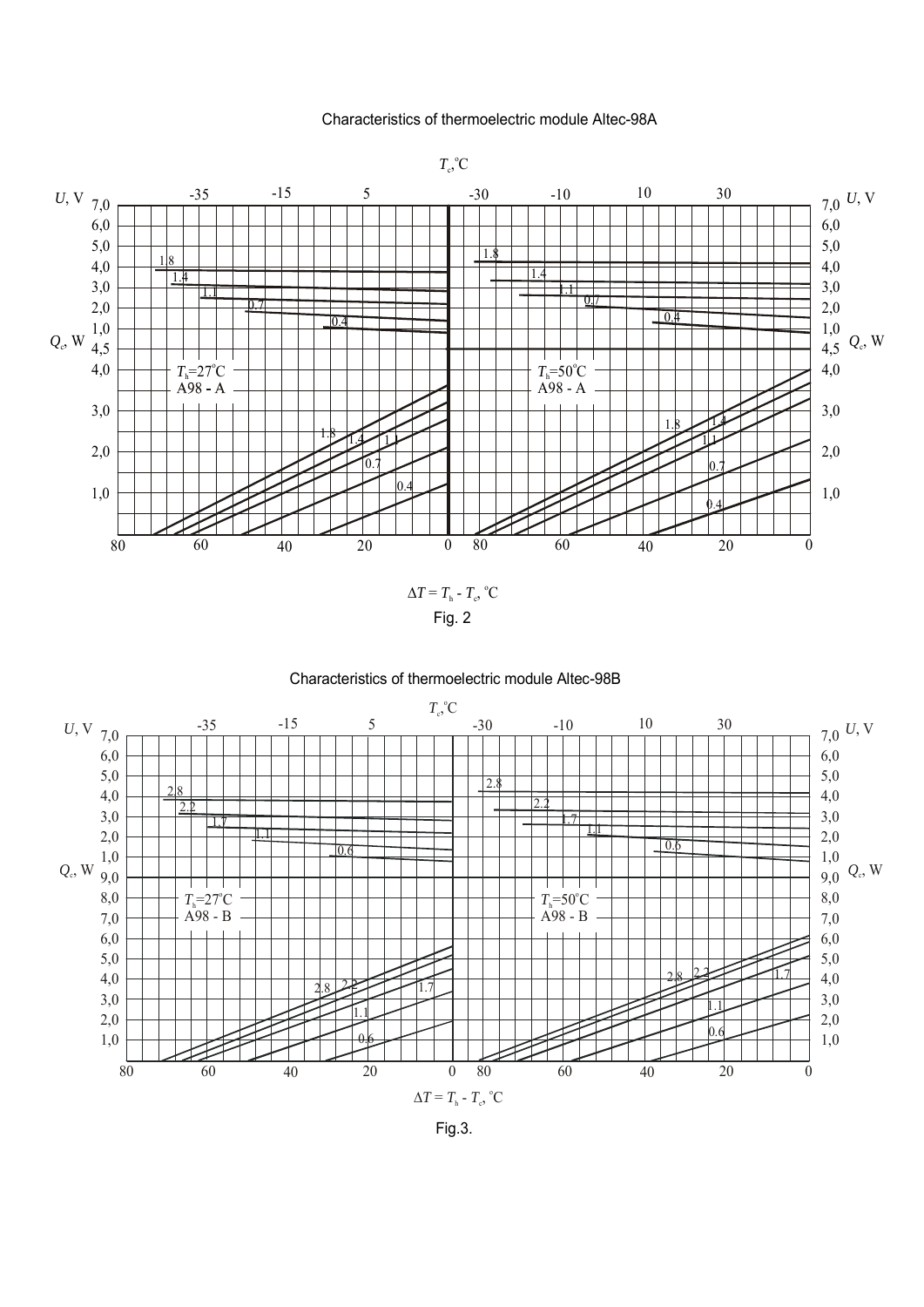Characteristics of thermoelectric module Altec-98A

Fig. 2

Characteristics of thermoelectric module Altec-98B

Fig.3.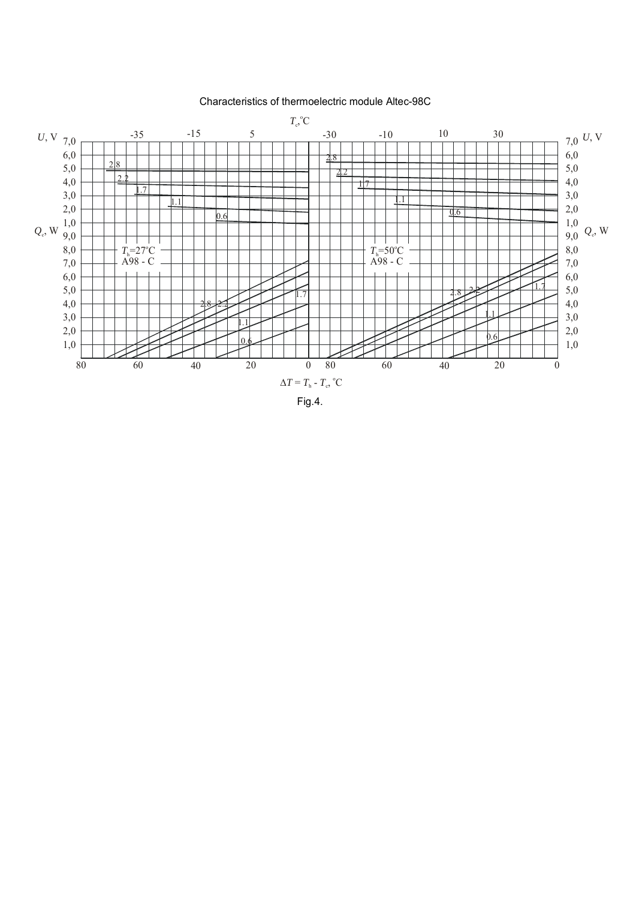Characteristics of thermoelectric module Altec-98C

$T_c$,°C

-35 -15 5 -30 -10 10 30

$U$, V

7,0 6,0 5,0 4,0 3,0 2,0 1,0

$Q_c$, W

9,0 8,0 7,0 6,0 5,0 4,0 3,0 2,0 1,0

2.8 2.2 1.7 1.1 0.6

$T_h$=27°C
A98 - C

$T_h$=50°C
A98 - C

80 60 40 20 0 80 60 40 20 0

$\Delta T = T_h - T_c$, °C

Fig.4.